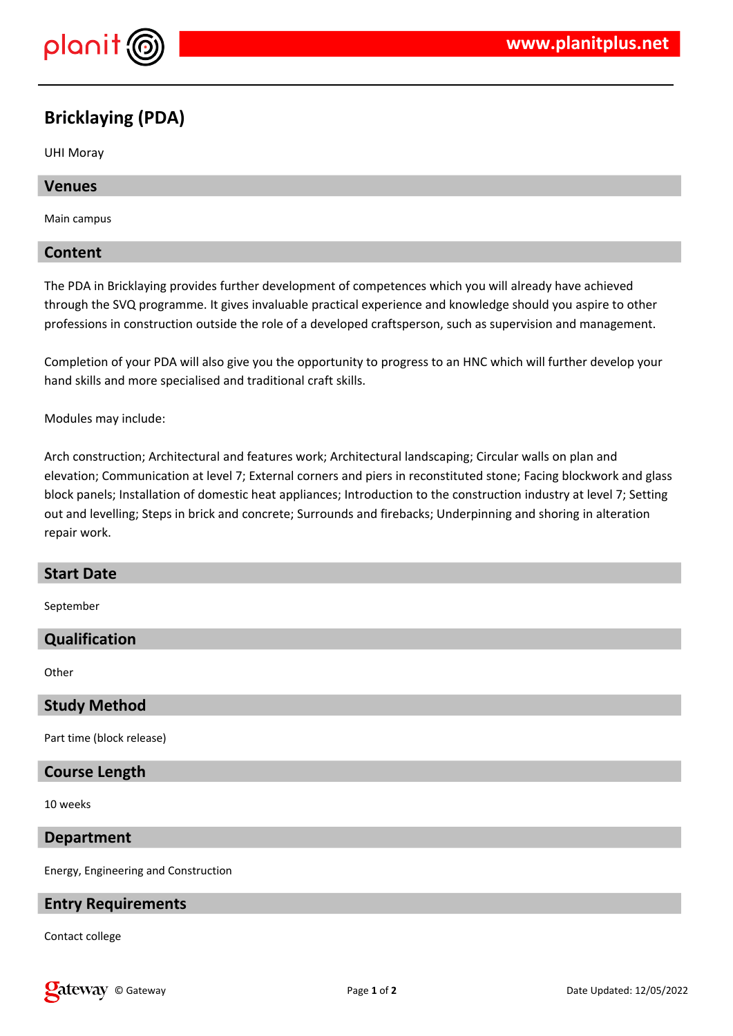# Bricklaying (PDA)

UHI Moray

## Venues

Main campus

## Content

The PDA in Bricklaying provides further development of competences which you will already have achieved through the SVQ programme. It gives invaluable practical experience and knowledge should you aspire to other professions in construction outside the role of a developed craftsperson, such as supervision and management.

Completion of your PDA will also give you the opportunity to progress to an HNC which will further develop your hand skills and more specialised and traditional craft skills.

Modules may include:

Arch construction; Architectural and features work; Architectural landscaping; Circular walls on plan and elevation; Communication at level 7; External corners and piers in reconstituted stone; Facing blockwork and glass block panels; Installation of domestic heat appliances; Introduction to the construction industry at level 7; Setting out and levelling; Steps in brick and concrete; Surrounds and firebacks; Underpinning and shoring in alteration repair work.

## Start Date

September

## Qualification

Other

## Study Method

Part time (block release)

## Course Length

10 weeks

## Department

Energy, Engineering and Construction

## Entry Requirements

Contact college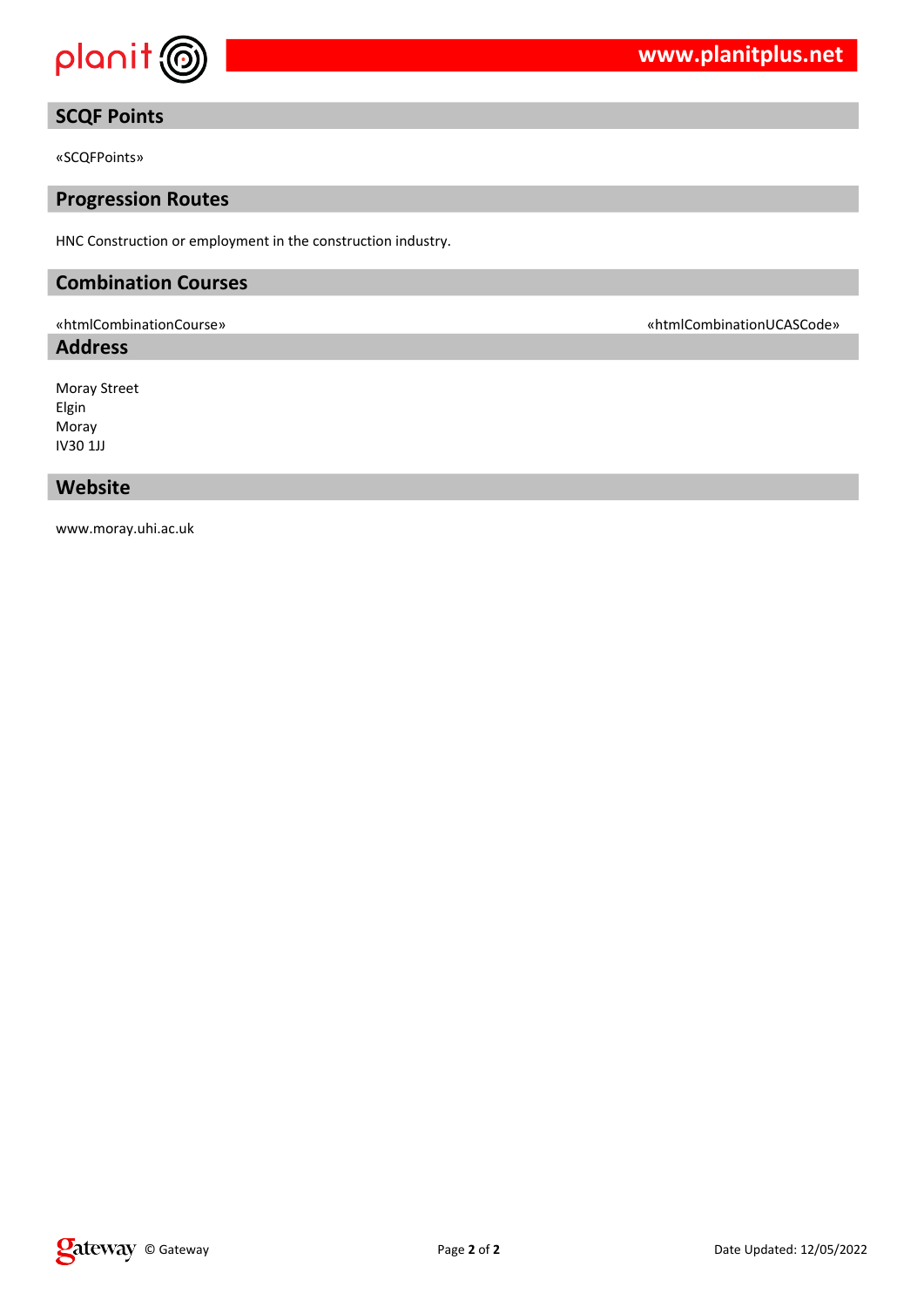## SCQF Points

«SCQFPoints»

## Progression Routes

HNC Construction or employment in the construction industry.

## Combination Courses

«htmlCombinationCourse» «htmlCombinationUCASCode»

## Address

Moray Street
Elgin
Moray
IV30 1JJ

## Website

www.moray.uhi.ac.uk